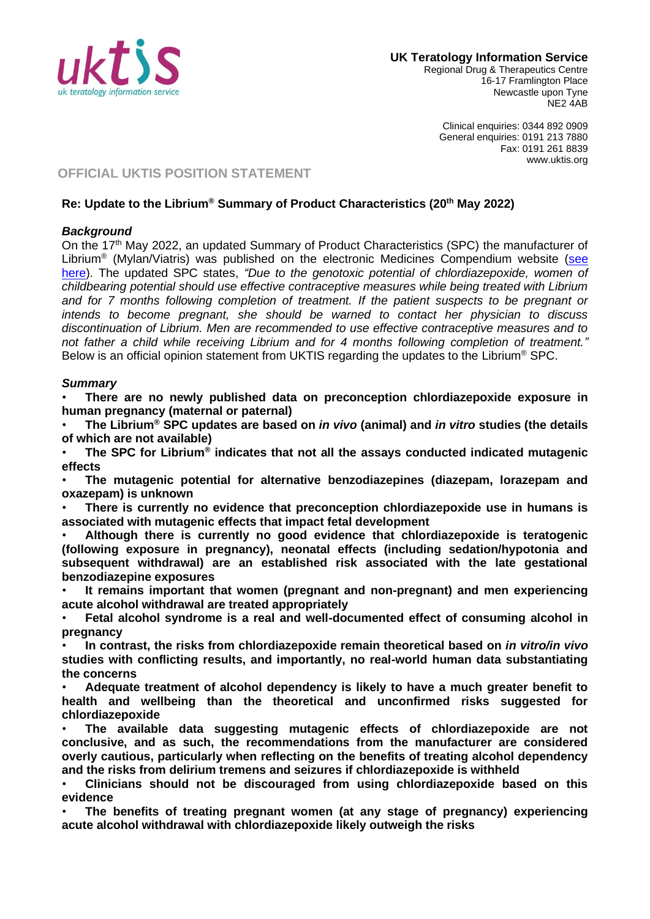**UK Teratology Information Service**
Regional Drug & Therapeutics Centre
16-17 Framlington Place
Newcastle upon Tyne
NE2 4AB

Clinical enquiries: 0344 892 0909
General enquiries: 0191 213 7880
Fax: 0191 261 8839
www.uktis.org

## OFFICIAL UKTIS POSITION STATEMENT

### Re: Update to the Librium® Summary of Product Characteristics (20th May 2022)

***Background***

On the 17th May 2022, an updated Summary of Product Characteristics (SPC) the manufacturer of Librium® (Mylan/Viatris) was published on the electronic Medicines Compendium website (see here). The updated SPC states, *"Due to the genotoxic potential of chlordiazepoxide, women of childbearing potential should use effective contraceptive measures while being treated with Librium and for 7 months following completion of treatment. If the patient suspects to be pregnant or intends to become pregnant, she should be warned to contact her physician to discuss discontinuation of Librium. Men are recommended to use effective contraceptive measures and to not father a child while receiving Librium and for 4 months following completion of treatment."* Below is an official opinion statement from UKTIS regarding the updates to the Librium® SPC.

***Summary***

- **There are no newly published data on preconception chlordiazepoxide exposure in human pregnancy (maternal or paternal)**
- **The Librium® SPC updates are based on *in vivo* (animal) and *in vitro* studies (the details of which are not available)**
- **The SPC for Librium® indicates that not all the assays conducted indicated mutagenic effects**
- **The mutagenic potential for alternative benzodiazepines (diazepam, lorazepam and oxazepam) is unknown**
- **There is currently no evidence that preconception chlordiazepoxide use in humans is associated with mutagenic effects that impact fetal development**
- **Although there is currently no good evidence that chlordiazepoxide is teratogenic (following exposure in pregnancy), neonatal effects (including sedation/hypotonia and subsequent withdrawal) are an established risk associated with the late gestational benzodiazepine exposures**
- **It remains important that women (pregnant and non-pregnant) and men experiencing acute alcohol withdrawal are treated appropriately**
- **Fetal alcohol syndrome is a real and well-documented effect of consuming alcohol in pregnancy**
- **In contrast, the risks from chlordiazepoxide remain theoretical based on *in vitro/in vivo* studies with conflicting results, and importantly, no real-world human data substantiating the concerns**
- **Adequate treatment of alcohol dependency is likely to have a much greater benefit to health and wellbeing than the theoretical and unconfirmed risks suggested for chlordiazepoxide**
- **The available data suggesting mutagenic effects of chlordiazepoxide are not conclusive, and as such, the recommendations from the manufacturer are considered overly cautious, particularly when reflecting on the benefits of treating alcohol dependency and the risks from delirium tremens and seizures if chlordiazepoxide is withheld**
- **Clinicians should not be discouraged from using chlordiazepoxide based on this evidence**
- **The benefits of treating pregnant women (at any stage of pregnancy) experiencing acute alcohol withdrawal with chlordiazepoxide likely outweigh the risks**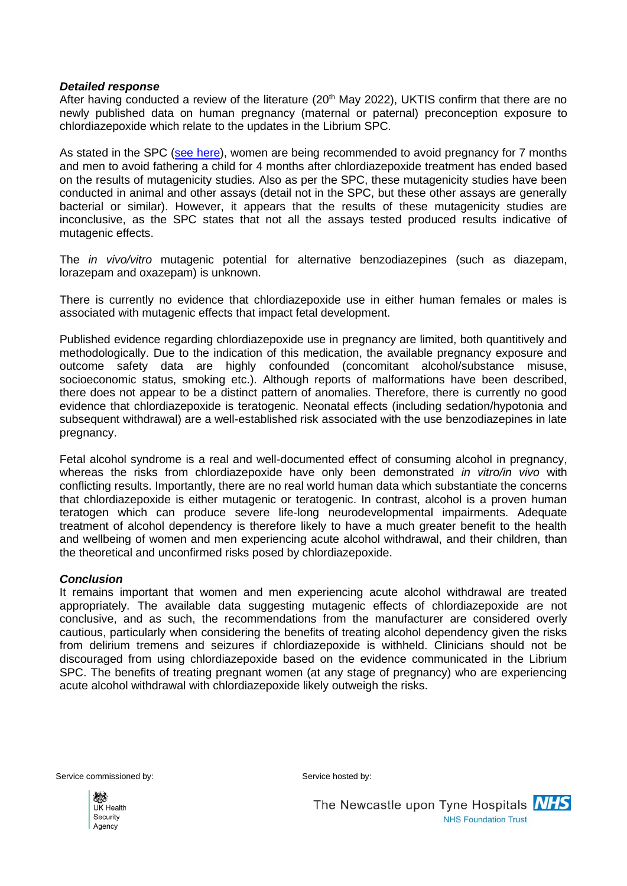### *Detailed response*

After having conducted a review of the literature (20th May 2022), UKTIS confirm that there are no newly published data on human pregnancy (maternal or paternal) preconception exposure to chlordiazepoxide which relate to the updates in the Librium SPC.

As stated in the SPC (see here), women are being recommended to avoid pregnancy for 7 months and men to avoid fathering a child for 4 months after chlordiazepoxide treatment has ended based on the results of mutagenicity studies. Also as per the SPC, these mutagenicity studies have been conducted in animal and other assays (detail not in the SPC, but these other assays are generally bacterial or similar). However, it appears that the results of these mutagenicity studies are inconclusive, as the SPC states that not all the assays tested produced results indicative of mutagenic effects.

The *in vivo/vitro* mutagenic potential for alternative benzodiazepines (such as diazepam, lorazepam and oxazepam) is unknown.

There is currently no evidence that chlordiazepoxide use in either human females or males is associated with mutagenic effects that impact fetal development.

Published evidence regarding chlordiazepoxide use in pregnancy are limited, both quantitively and methodologically. Due to the indication of this medication, the available pregnancy exposure and outcome safety data are highly confounded (concomitant alcohol/substance misuse, socioeconomic status, smoking etc.). Although reports of malformations have been described, there does not appear to be a distinct pattern of anomalies. Therefore, there is currently no good evidence that chlordiazepoxide is teratogenic. Neonatal effects (including sedation/hypotonia and subsequent withdrawal) are a well-established risk associated with the use benzodiazepines in late pregnancy.

Fetal alcohol syndrome is a real and well-documented effect of consuming alcohol in pregnancy, whereas the risks from chlordiazepoxide have only been demonstrated *in vitro/in vivo* with conflicting results. Importantly, there are no real world human data which substantiate the concerns that chlordiazepoxide is either mutagenic or teratogenic. In contrast, alcohol is a proven human teratogen which can produce severe life-long neurodevelopmental impairments. Adequate treatment of alcohol dependency is therefore likely to have a much greater benefit to the health and wellbeing of women and men experiencing acute alcohol withdrawal, and their children, than the theoretical and unconfirmed risks posed by chlordiazepoxide.

### *Conclusion*

It remains important that women and men experiencing acute alcohol withdrawal are treated appropriately. The available data suggesting mutagenic effects of chlordiazepoxide are not conclusive, and as such, the recommendations from the manufacturer are considered overly cautious, particularly when considering the benefits of treating alcohol dependency given the risks from delirium tremens and seizures if chlordiazepoxide is withheld. Clinicians should not be discouraged from using chlordiazepoxide based on the evidence communicated in the Librium SPC. The benefits of treating pregnant women (at any stage of pregnancy) who are experiencing acute alcohol withdrawal with chlordiazepoxide likely outweigh the risks.